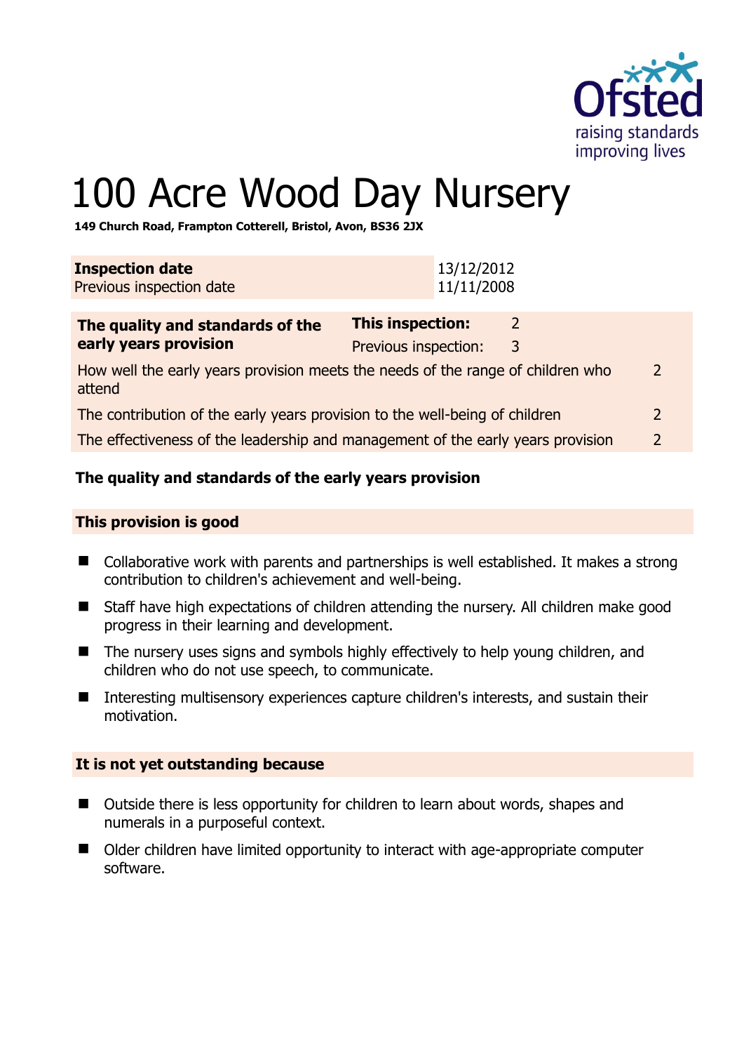# 100 Acre Wood Day Nursery

**149 Church Road, Frampton Cotterell, Bristol, Avon, BS36 2JX**

| **Inspection date** | 13/12/2012 |
|---|---|
| Previous inspection date | 11/11/2008 |

| **The quality and standards of the early years provision** | **This inspection:** | 2 |
|---|---|---|
| | Previous inspection: | 3 |
| How well the early years provision meets the needs of the range of children who attend | | 2 |
| The contribution of the early years provision to the well-being of children | | 2 |
| The effectiveness of the leadership and management of the early years provision | | 2 |

**The quality and standards of the early years provision**

**This provision is good**

- Collaborative work with parents and partnerships is well established. It makes a strong contribution to children's achievement and well-being.
- Staff have high expectations of children attending the nursery. All children make good progress in their learning and development.
- The nursery uses signs and symbols highly effectively to help young children, and children who do not use speech, to communicate.
- Interesting multisensory experiences capture children's interests, and sustain their motivation.

**It is not yet outstanding because**

- Outside there is less opportunity for children to learn about words, shapes and numerals in a purposeful context.
- Older children have limited opportunity to interact with age-appropriate computer software.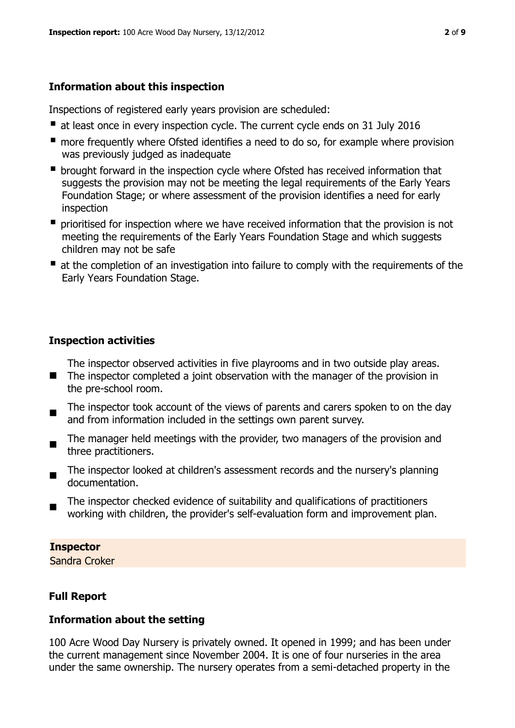## Information about this inspection

Inspections of registered early years provision are scheduled:

- at least once in every inspection cycle. The current cycle ends on 31 July 2016
- more frequently where Ofsted identifies a need to do so, for example where provision was previously judged as inadequate
- brought forward in the inspection cycle where Ofsted has received information that suggests the provision may not be meeting the legal requirements of the Early Years Foundation Stage; or where assessment of the provision identifies a need for early inspection
- prioritised for inspection where we have received information that the provision is not meeting the requirements of the Early Years Foundation Stage and which suggests children may not be safe
- at the completion of an investigation into failure to comply with the requirements of the Early Years Foundation Stage.

## Inspection activities

- The inspector observed activities in five playrooms and in two outside play areas. The inspector completed a joint observation with the manager of the provision in the pre-school room.
- The inspector took account of the views of parents and carers spoken to on the day and from information included in the settings own parent survey.
- The manager held meetings with the provider, two managers of the provision and three practitioners.
- The inspector looked at children's assessment records and the nursery's planning documentation.
- The inspector checked evidence of suitability and qualifications of practitioners working with children, the provider's self-evaluation form and improvement plan.

**Inspector**

Sandra Croker

## Full Report

### Information about the setting

100 Acre Wood Day Nursery is privately owned. It opened in 1999; and has been under the current management since November 2004. It is one of four nurseries in the area under the same ownership. The nursery operates from a semi-detached property in the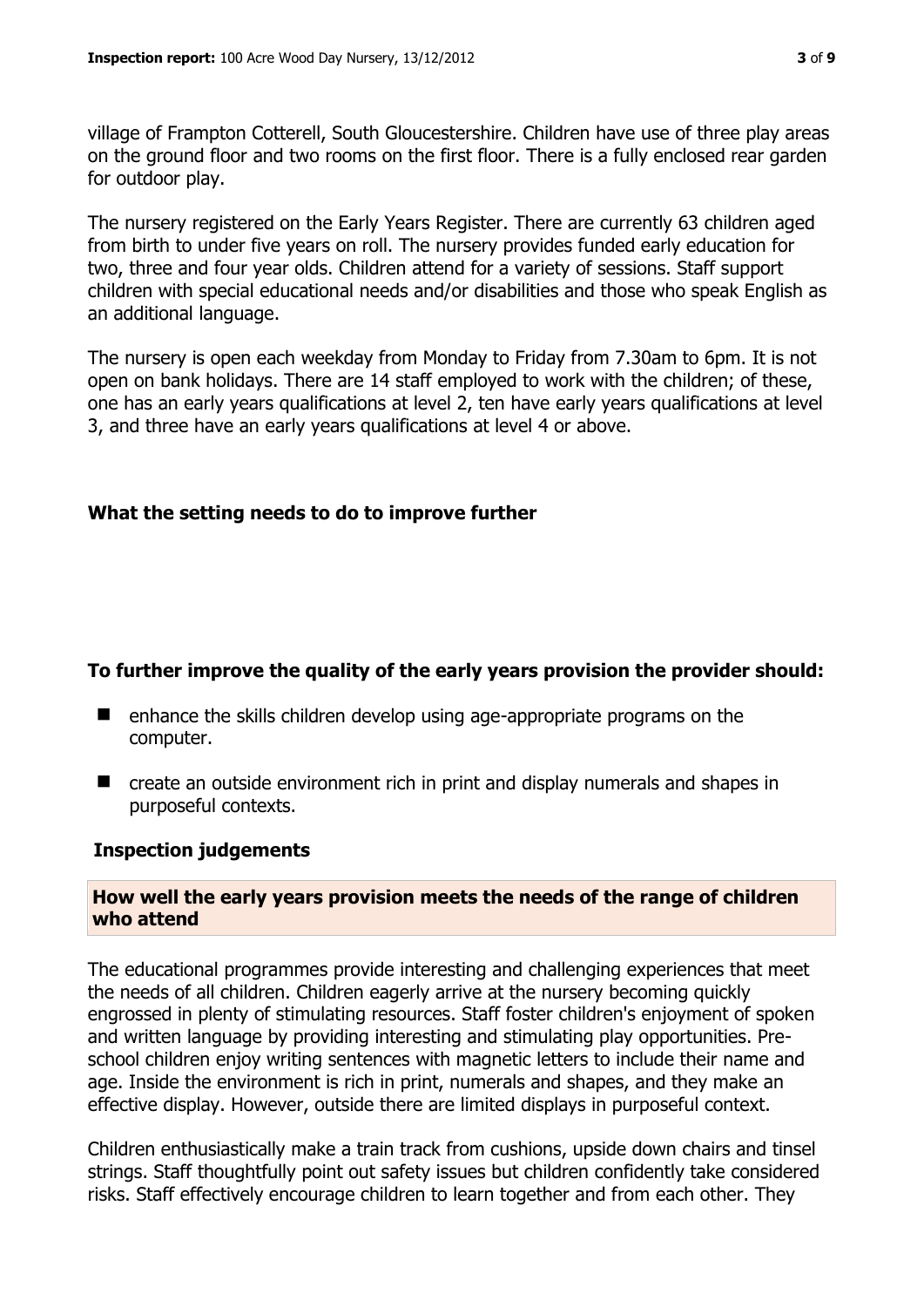village of Frampton Cotterell, South Gloucestershire. Children have use of three play areas on the ground floor and two rooms on the first floor. There is a fully enclosed rear garden for outdoor play.

The nursery registered on the Early Years Register. There are currently 63 children aged from birth to under five years on roll. The nursery provides funded early education for two, three and four year olds. Children attend for a variety of sessions. Staff support children with special educational needs and/or disabilities and those who speak English as an additional language.

The nursery is open each weekday from Monday to Friday from 7.30am to 6pm. It is not open on bank holidays. There are 14 staff employed to work with the children; of these, one has an early years qualifications at level 2, ten have early years qualifications at level 3, and three have an early years qualifications at level 4 or above.

## What the setting needs to do to improve further

### To further improve the quality of the early years provision the provider should:

- enhance the skills children develop using age-appropriate programs on the computer.
- create an outside environment rich in print and display numerals and shapes in purposeful contexts.

## Inspection judgements

### How well the early years provision meets the needs of the range of children who attend

The educational programmes provide interesting and challenging experiences that meet the needs of all children. Children eagerly arrive at the nursery becoming quickly engrossed in plenty of stimulating resources. Staff foster children's enjoyment of spoken and written language by providing interesting and stimulating play opportunities. Pre-school children enjoy writing sentences with magnetic letters to include their name and age. Inside the environment is rich in print, numerals and shapes, and they make an effective display. However, outside there are limited displays in purposeful context.

Children enthusiastically make a train track from cushions, upside down chairs and tinsel strings. Staff thoughtfully point out safety issues but children confidently take considered risks. Staff effectively encourage children to learn together and from each other. They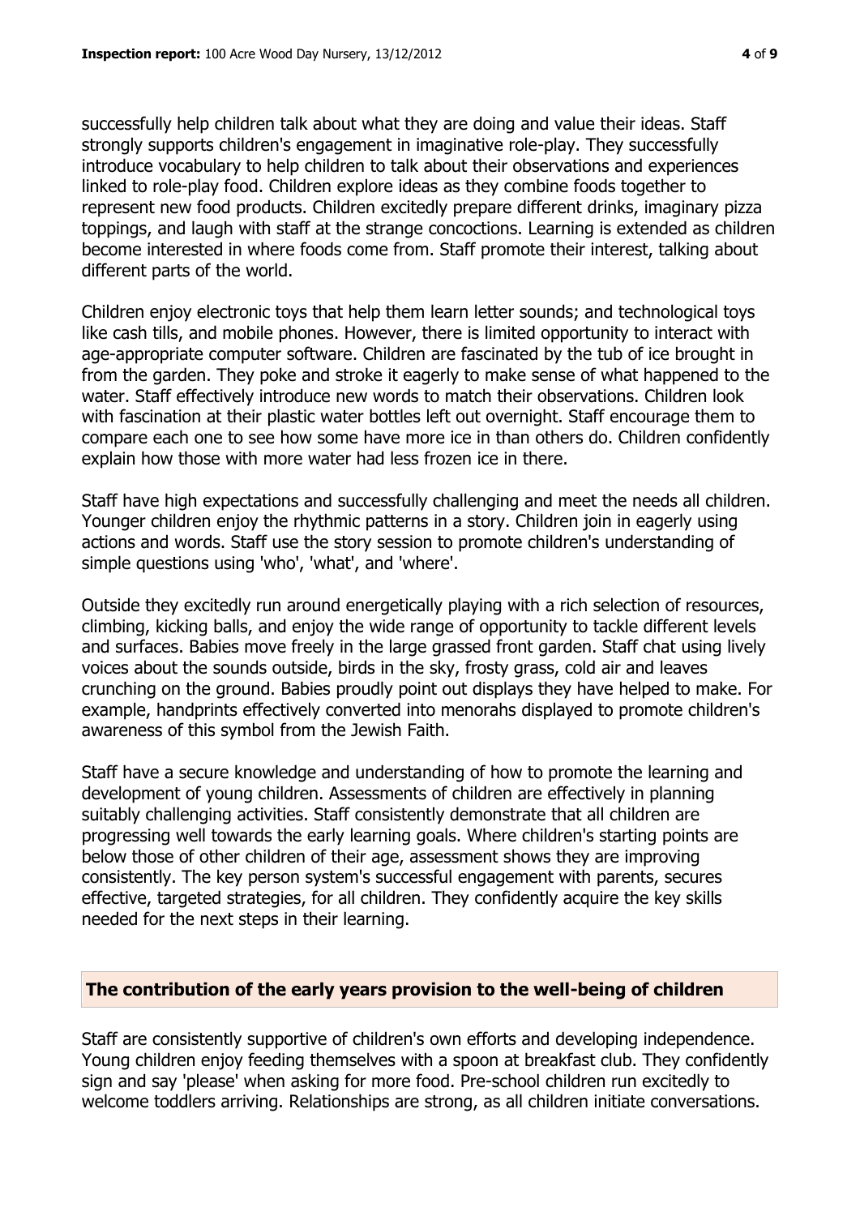successfully help children talk about what they are doing and value their ideas. Staff strongly supports children's engagement in imaginative role-play. They successfully introduce vocabulary to help children to talk about their observations and experiences linked to role-play food. Children explore ideas as they combine foods together to represent new food products. Children excitedly prepare different drinks, imaginary pizza toppings, and laugh with staff at the strange concoctions. Learning is extended as children become interested in where foods come from. Staff promote their interest, talking about different parts of the world.

Children enjoy electronic toys that help them learn letter sounds; and technological toys like cash tills, and mobile phones. However, there is limited opportunity to interact with age-appropriate computer software. Children are fascinated by the tub of ice brought in from the garden. They poke and stroke it eagerly to make sense of what happened to the water. Staff effectively introduce new words to match their observations. Children look with fascination at their plastic water bottles left out overnight. Staff encourage them to compare each one to see how some have more ice in than others do. Children confidently explain how those with more water had less frozen ice in there.

Staff have high expectations and successfully challenging and meet the needs all children. Younger children enjoy the rhythmic patterns in a story. Children join in eagerly using actions and words. Staff use the story session to promote children's understanding of simple questions using 'who', 'what', and 'where'.

Outside they excitedly run around energetically playing with a rich selection of resources, climbing, kicking balls, and enjoy the wide range of opportunity to tackle different levels and surfaces. Babies move freely in the large grassed front garden. Staff chat using lively voices about the sounds outside, birds in the sky, frosty grass, cold air and leaves crunching on the ground. Babies proudly point out displays they have helped to make. For example, handprints effectively converted into menorahs displayed to promote children's awareness of this symbol from the Jewish Faith.

Staff have a secure knowledge and understanding of how to promote the learning and development of young children. Assessments of children are effectively in planning suitably challenging activities. Staff consistently demonstrate that all children are progressing well towards the early learning goals. Where children's starting points are below those of other children of their age, assessment shows they are improving consistently. The key person system's successful engagement with parents, secures effective, targeted strategies, for all children. They confidently acquire the key skills needed for the next steps in their learning.

## The contribution of the early years provision to the well-being of children

Staff are consistently supportive of children's own efforts and developing independence. Young children enjoy feeding themselves with a spoon at breakfast club. They confidently sign and say 'please' when asking for more food. Pre-school children run excitedly to welcome toddlers arriving. Relationships are strong, as all children initiate conversations.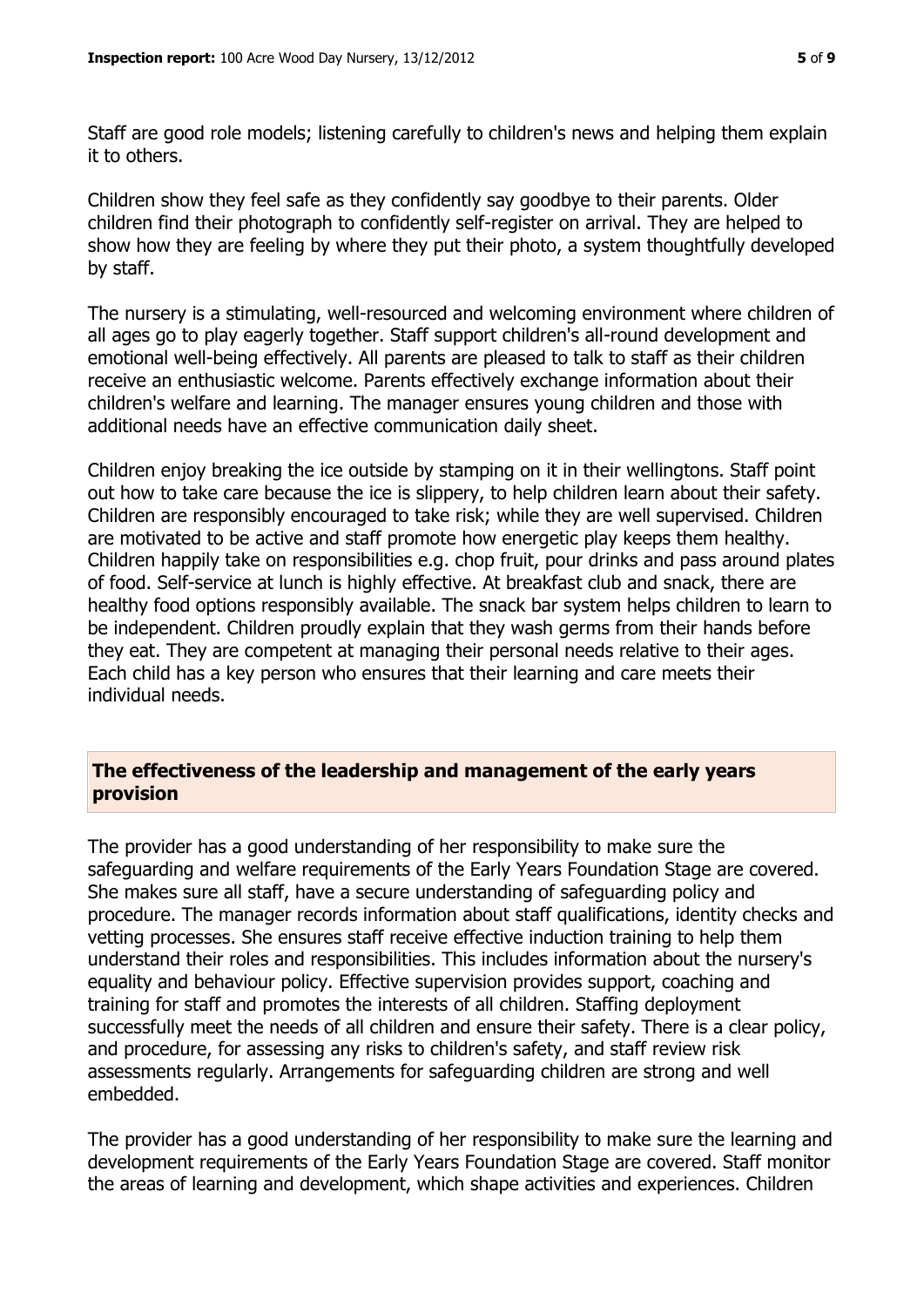Staff are good role models; listening carefully to children's news and helping them explain it to others.

Children show they feel safe as they confidently say goodbye to their parents. Older children find their photograph to confidently self-register on arrival. They are helped to show how they are feeling by where they put their photo, a system thoughtfully developed by staff.

The nursery is a stimulating, well-resourced and welcoming environment where children of all ages go to play eagerly together. Staff support children's all-round development and emotional well-being effectively. All parents are pleased to talk to staff as their children receive an enthusiastic welcome. Parents effectively exchange information about their children's welfare and learning. The manager ensures young children and those with additional needs have an effective communication daily sheet.

Children enjoy breaking the ice outside by stamping on it in their wellingtons. Staff point out how to take care because the ice is slippery, to help children learn about their safety. Children are responsibly encouraged to take risk; while they are well supervised. Children are motivated to be active and staff promote how energetic play keeps them healthy. Children happily take on responsibilities e.g. chop fruit, pour drinks and pass around plates of food. Self-service at lunch is highly effective. At breakfast club and snack, there are healthy food options responsibly available. The snack bar system helps children to learn to be independent. Children proudly explain that they wash germs from their hands before they eat. They are competent at managing their personal needs relative to their ages. Each child has a key person who ensures that their learning and care meets their individual needs.

## The effectiveness of the leadership and management of the early years provision

The provider has a good understanding of her responsibility to make sure the safeguarding and welfare requirements of the Early Years Foundation Stage are covered. She makes sure all staff, have a secure understanding of safeguarding policy and procedure. The manager records information about staff qualifications, identity checks and vetting processes. She ensures staff receive effective induction training to help them understand their roles and responsibilities. This includes information about the nursery's equality and behaviour policy. Effective supervision provides support, coaching and training for staff and promotes the interests of all children. Staffing deployment successfully meet the needs of all children and ensure their safety. There is a clear policy, and procedure, for assessing any risks to children's safety, and staff review risk assessments regularly. Arrangements for safeguarding children are strong and well embedded.

The provider has a good understanding of her responsibility to make sure the learning and development requirements of the Early Years Foundation Stage are covered. Staff monitor the areas of learning and development, which shape activities and experiences. Children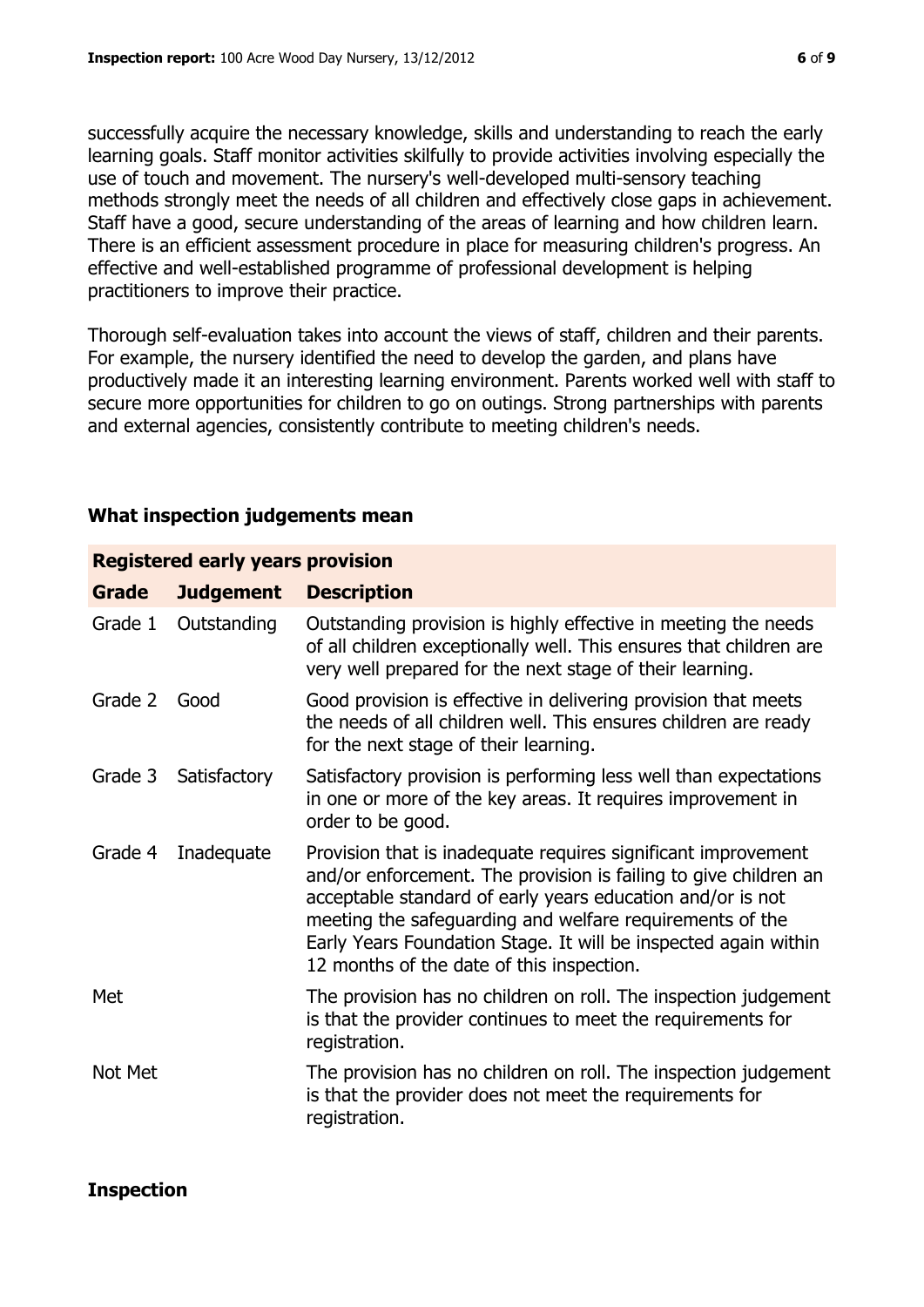successfully acquire the necessary knowledge, skills and understanding to reach the early learning goals. Staff monitor activities skilfully to provide activities involving especially the use of touch and movement. The nursery's well-developed multi-sensory teaching methods strongly meet the needs of all children and effectively close gaps in achievement. Staff have a good, secure understanding of the areas of learning and how children learn. There is an efficient assessment procedure in place for measuring children's progress. An effective and well-established programme of professional development is helping practitioners to improve their practice.

Thorough self-evaluation takes into account the views of staff, children and their parents. For example, the nursery identified the need to develop the garden, and plans have productively made it an interesting learning environment. Parents worked well with staff to secure more opportunities for children to go on outings. Strong partnerships with parents and external agencies, consistently contribute to meeting children's needs.

## What inspection judgements mean

| **Registered early years provision** | | |
|---|---|---|
| **Grade** | **Judgement** | **Description** |
| Grade 1 | Outstanding | Outstanding provision is highly effective in meeting the needs of all children exceptionally well. This ensures that children are very well prepared for the next stage of their learning. |
| Grade 2 | Good | Good provision is effective in delivering provision that meets the needs of all children well. This ensures children are ready for the next stage of their learning. |
| Grade 3 | Satisfactory | Satisfactory provision is performing less well than expectations in one or more of the key areas. It requires improvement in order to be good. |
| Grade 4 | Inadequate | Provision that is inadequate requires significant improvement and/or enforcement. The provision is failing to give children an acceptable standard of early years education and/or is not meeting the safeguarding and welfare requirements of the Early Years Foundation Stage. It will be inspected again within 12 months of the date of this inspection. |
| Met | | The provision has no children on roll. The inspection judgement is that the provider continues to meet the requirements for registration. |
| Not Met | | The provision has no children on roll. The inspection judgement is that the provider does not meet the requirements for registration. |

## Inspection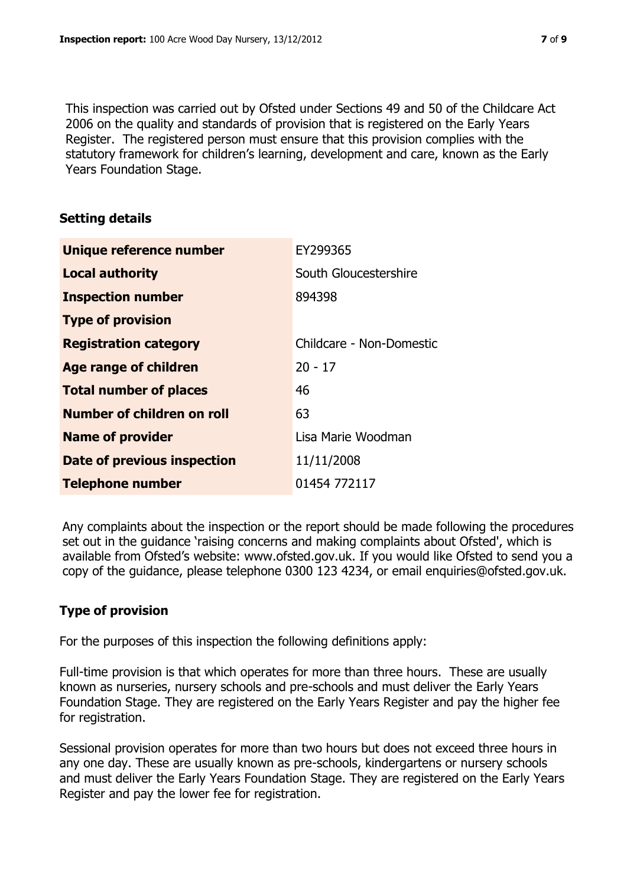This inspection was carried out by Ofsted under Sections 49 and 50 of the Childcare Act 2006 on the quality and standards of provision that is registered on the Early Years Register. The registered person must ensure that this provision complies with the statutory framework for children's learning, development and care, known as the Early Years Foundation Stage.

## Setting details

| | |
|---|---|
| **Unique reference number** | EY299365 |
| **Local authority** | South Gloucestershire |
| **Inspection number** | 894398 |
| **Type of provision** | |
| **Registration category** | Childcare - Non-Domestic |
| **Age range of children** | 20 - 17 |
| **Total number of places** | 46 |
| **Number of children on roll** | 63 |
| **Name of provider** | Lisa Marie Woodman |
| **Date of previous inspection** | 11/11/2008 |
| **Telephone number** | 01454 772117 |

Any complaints about the inspection or the report should be made following the procedures set out in the guidance 'raising concerns and making complaints about Ofsted', which is available from Ofsted's website: www.ofsted.gov.uk. If you would like Ofsted to send you a copy of the guidance, please telephone 0300 123 4234, or email enquiries@ofsted.gov.uk.

## Type of provision

For the purposes of this inspection the following definitions apply:

Full-time provision is that which operates for more than three hours. These are usually known as nurseries, nursery schools and pre-schools and must deliver the Early Years Foundation Stage. They are registered on the Early Years Register and pay the higher fee for registration.

Sessional provision operates for more than two hours but does not exceed three hours in any one day. These are usually known as pre-schools, kindergartens or nursery schools and must deliver the Early Years Foundation Stage. They are registered on the Early Years Register and pay the lower fee for registration.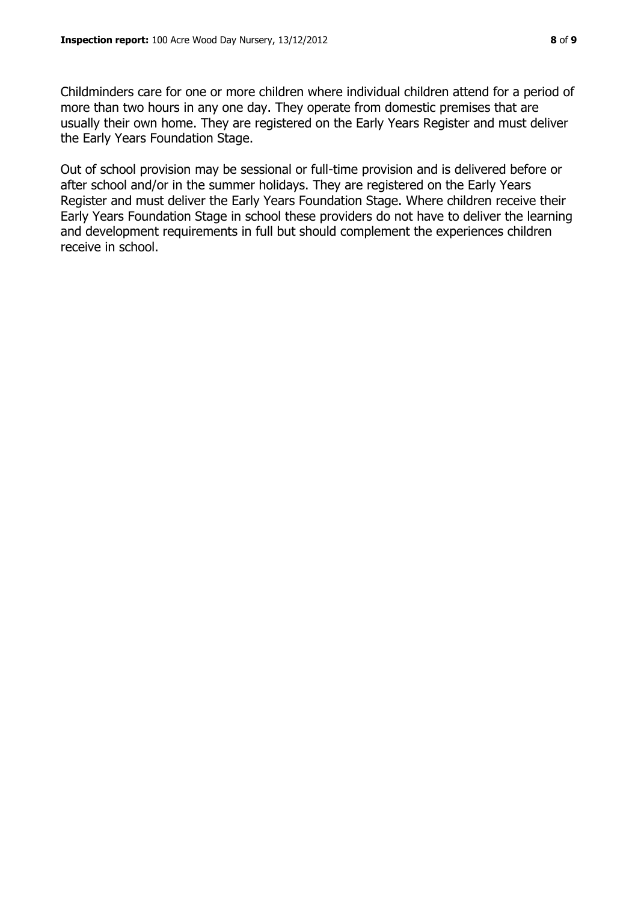Childminders care for one or more children where individual children attend for a period of more than two hours in any one day. They operate from domestic premises that are usually their own home. They are registered on the Early Years Register and must deliver the Early Years Foundation Stage.

Out of school provision may be sessional or full-time provision and is delivered before or after school and/or in the summer holidays. They are registered on the Early Years Register and must deliver the Early Years Foundation Stage. Where children receive their Early Years Foundation Stage in school these providers do not have to deliver the learning and development requirements in full but should complement the experiences children receive in school.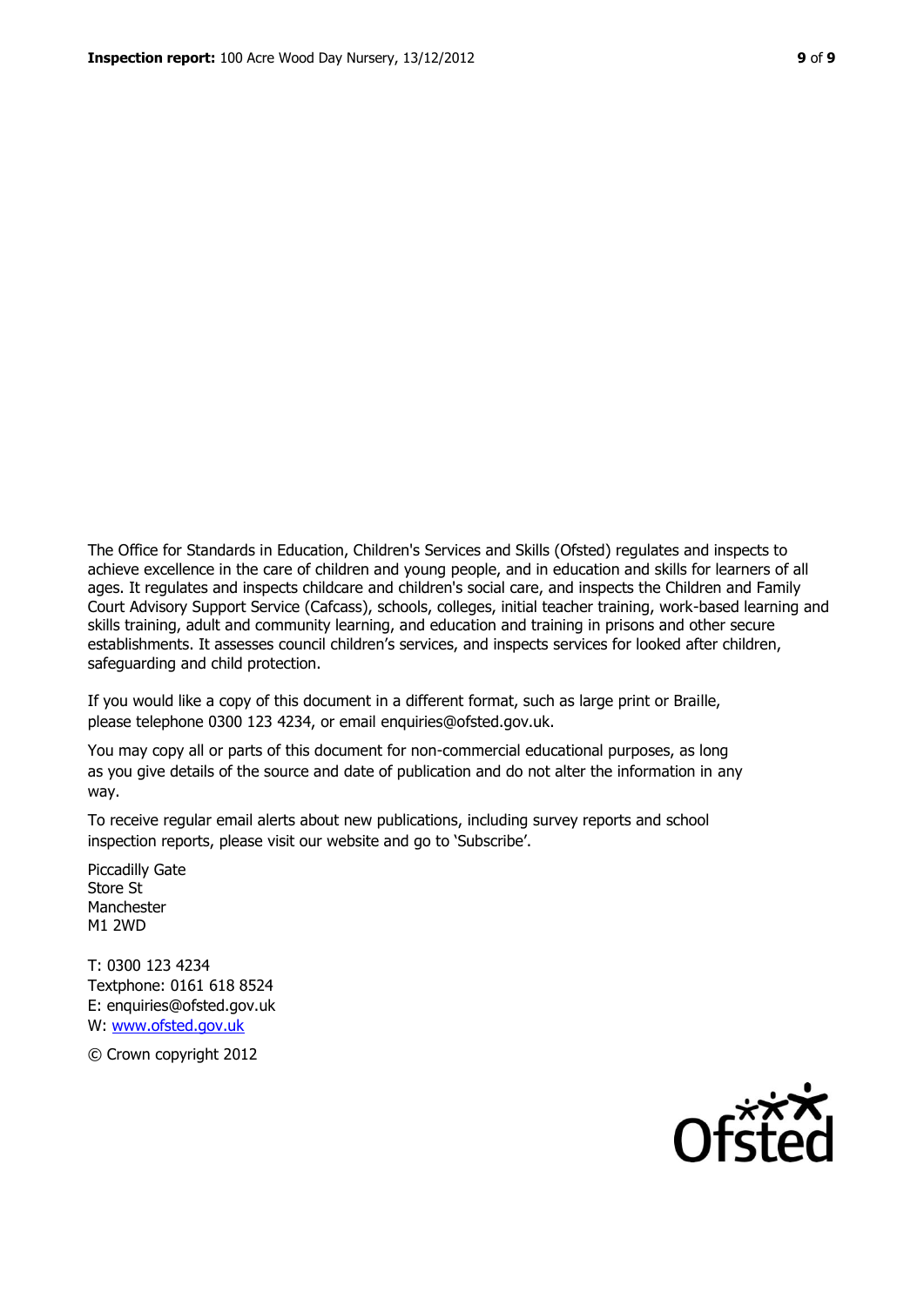The Office for Standards in Education, Children's Services and Skills (Ofsted) regulates and inspects to achieve excellence in the care of children and young people, and in education and skills for learners of all ages. It regulates and inspects childcare and children's social care, and inspects the Children and Family Court Advisory Support Service (Cafcass), schools, colleges, initial teacher training, work-based learning and skills training, adult and community learning, and education and training in prisons and other secure establishments. It assesses council children's services, and inspects services for looked after children, safeguarding and child protection.

If you would like a copy of this document in a different format, such as large print or Braille, please telephone 0300 123 4234, or email enquiries@ofsted.gov.uk.

You may copy all or parts of this document for non-commercial educational purposes, as long as you give details of the source and date of publication and do not alter the information in any way.

To receive regular email alerts about new publications, including survey reports and school inspection reports, please visit our website and go to 'Subscribe'.

Piccadilly Gate
Store St
Manchester
M1 2WD

T: 0300 123 4234
Textphone: 0161 618 8524
E: enquiries@ofsted.gov.uk
W: www.ofsted.gov.uk

© Crown copyright 2012

Ofsted